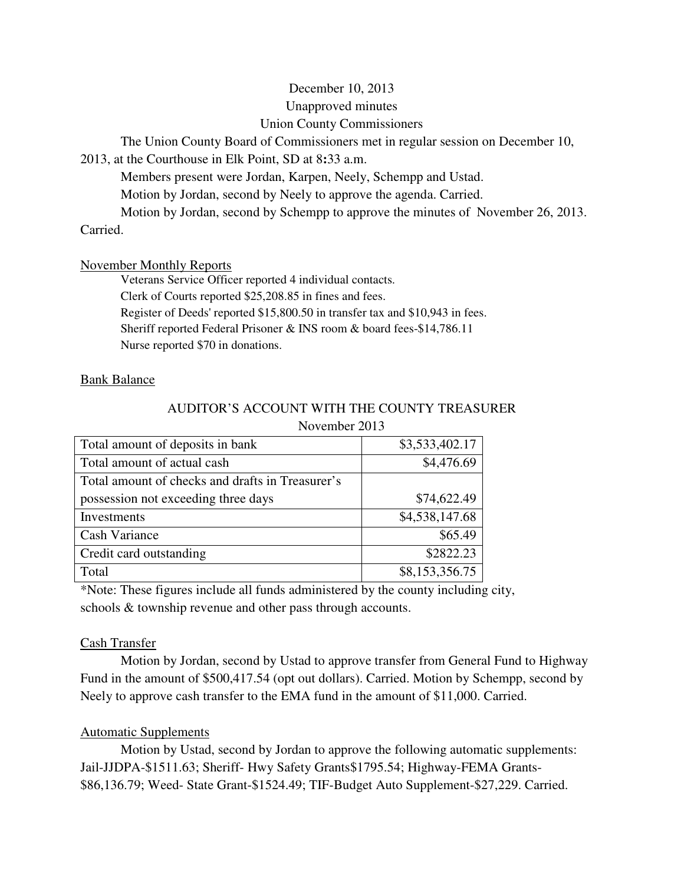December 10, 2013

Unapproved minutes

Union County Commissioners

The Union County Board of Commissioners met in regular session on December 10, 2013, at the Courthouse in Elk Point, SD at 8:33 a.m.

Members present were Jordan, Karpen, Neely, Schempp and Ustad.

Motion by Jordan, second by Neely to approve the agenda. Carried.

Motion by Jordan, second by Schempp to approve the minutes of November 26, 2013. Carried.

<u>November Monthly Reports</u>

Veterans Service Officer reported 4 individual contacts.
Clerk of Courts reported $25,208.85 in fines and fees.
Register of Deeds' reported $15,800.50 in transfer tax and $10,943 in fees.
Sheriff reported Federal Prisoner & INS room & board fees-$14,786.11
Nurse reported $70 in donations.

<u>Bank Balance</u>

AUDITOR'S ACCOUNT WITH THE COUNTY TREASURER

November 2013

| | |
|---|---:|
| Total amount of deposits in bank | $3,533,402.17 |
| Total amount of actual cash | $4,476.69 |
| Total amount of checks and drafts in Treasurer's possession not exceeding three days | $74,622.49 |
| Investments | $4,538,147.68 |
| Cash Variance | $65.49 |
| Credit card outstanding | $2822.23 |
| Total | $8,153,356.75 |

*Note: These figures include all funds administered by the county including city, schools & township revenue and other pass through accounts.

<u>Cash Transfer</u>

Motion by Jordan, second by Ustad to approve transfer from General Fund to Highway Fund in the amount of $500,417.54 (opt out dollars). Carried. Motion by Schempp, second by Neely to approve cash transfer to the EMA fund in the amount of $11,000. Carried.

<u>Automatic Supplements</u>

Motion by Ustad, second by Jordan to approve the following automatic supplements: Jail-JJDPA-$1511.63; Sheriff- Hwy Safety Grants$1795.54; Highway-FEMA Grants-$86,136.79; Weed- State Grant-$1524.49; TIF-Budget Auto Supplement-$27,229. Carried.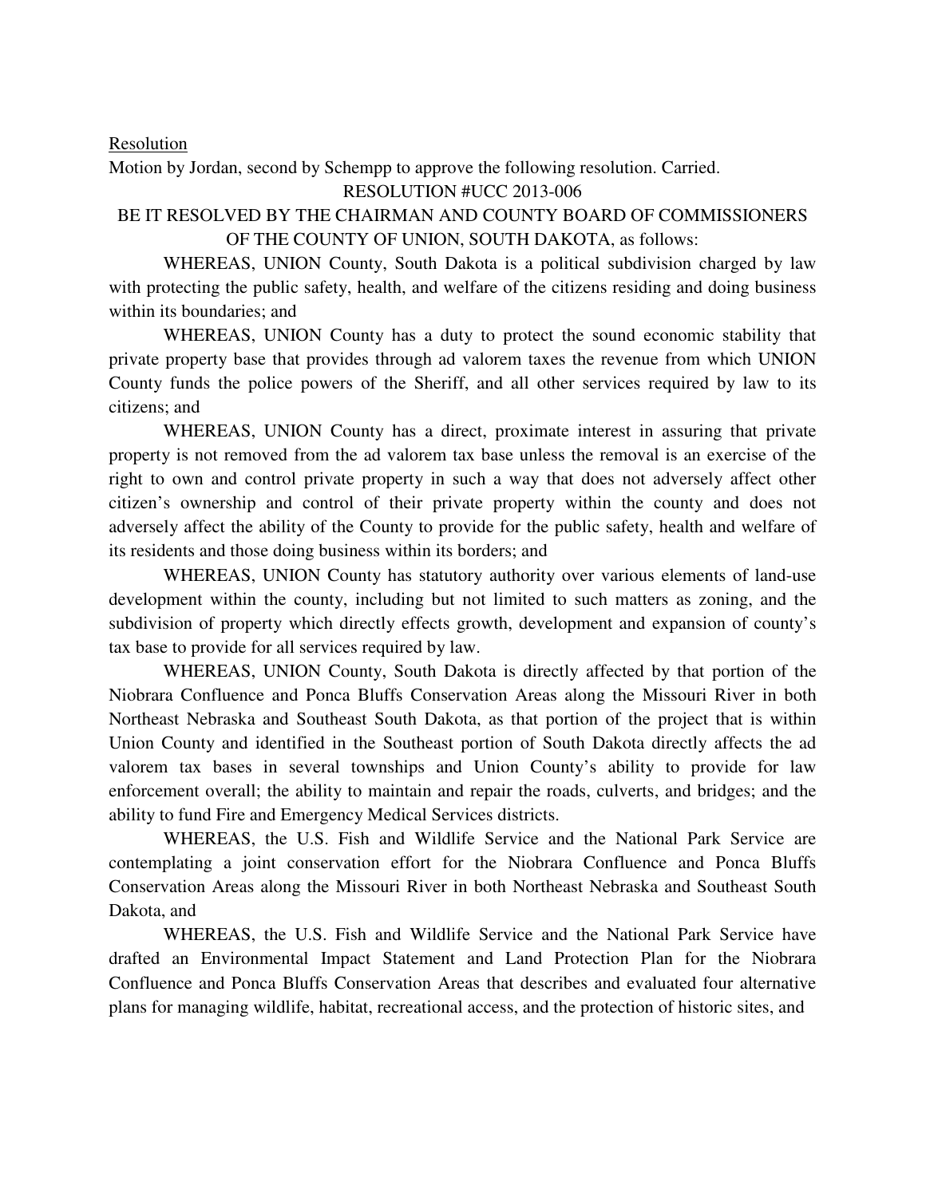Resolution

Motion by Jordan, second by Schempp to approve the following resolution. Carried.

RESOLUTION #UCC 2013-006

BE IT RESOLVED BY THE CHAIRMAN AND COUNTY BOARD OF COMMISSIONERS OF THE COUNTY OF UNION, SOUTH DAKOTA, as follows:

WHEREAS, UNION County, South Dakota is a political subdivision charged by law with protecting the public safety, health, and welfare of the citizens residing and doing business within its boundaries; and

WHEREAS, UNION County has a duty to protect the sound economic stability that private property base that provides through ad valorem taxes the revenue from which UNION County funds the police powers of the Sheriff, and all other services required by law to its citizens; and

WHEREAS, UNION County has a direct, proximate interest in assuring that private property is not removed from the ad valorem tax base unless the removal is an exercise of the right to own and control private property in such a way that does not adversely affect other citizen's ownership and control of their private property within the county and does not adversely affect the ability of the County to provide for the public safety, health and welfare of its residents and those doing business within its borders; and

WHEREAS, UNION County has statutory authority over various elements of land-use development within the county, including but not limited to such matters as zoning, and the subdivision of property which directly effects growth, development and expansion of county's tax base to provide for all services required by law.

WHEREAS, UNION County, South Dakota is directly affected by that portion of the Niobrara Confluence and Ponca Bluffs Conservation Areas along the Missouri River in both Northeast Nebraska and Southeast South Dakota, as that portion of the project that is within Union County and identified in the Southeast portion of South Dakota directly affects the ad valorem tax bases in several townships and Union County's ability to provide for law enforcement overall; the ability to maintain and repair the roads, culverts, and bridges; and the ability to fund Fire and Emergency Medical Services districts.

WHEREAS, the U.S. Fish and Wildlife Service and the National Park Service are contemplating a joint conservation effort for the Niobrara Confluence and Ponca Bluffs Conservation Areas along the Missouri River in both Northeast Nebraska and Southeast South Dakota, and

WHEREAS, the U.S. Fish and Wildlife Service and the National Park Service have drafted an Environmental Impact Statement and Land Protection Plan for the Niobrara Confluence and Ponca Bluffs Conservation Areas that describes and evaluated four alternative plans for managing wildlife, habitat, recreational access, and the protection of historic sites, and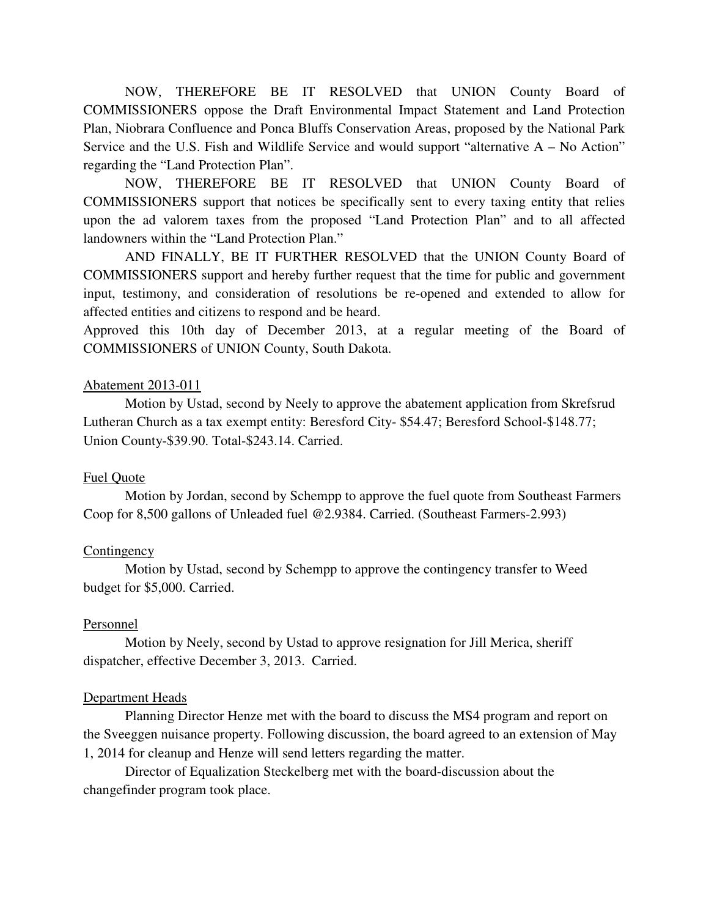NOW, THEREFORE BE IT RESOLVED that UNION County Board of COMMISSIONERS oppose the Draft Environmental Impact Statement and Land Protection Plan, Niobrara Confluence and Ponca Bluffs Conservation Areas, proposed by the National Park Service and the U.S. Fish and Wildlife Service and would support "alternative A – No Action" regarding the "Land Protection Plan".

NOW, THEREFORE BE IT RESOLVED that UNION County Board of COMMISSIONERS support that notices be specifically sent to every taxing entity that relies upon the ad valorem taxes from the proposed "Land Protection Plan" and to all affected landowners within the "Land Protection Plan."

AND FINALLY, BE IT FURTHER RESOLVED that the UNION County Board of COMMISSIONERS support and hereby further request that the time for public and government input, testimony, and consideration of resolutions be re-opened and extended to allow for affected entities and citizens to respond and be heard.

Approved this 10th day of December 2013, at a regular meeting of the Board of COMMISSIONERS of UNION County, South Dakota.

Abatement 2013-011

Motion by Ustad, second by Neely to approve the abatement application from Skrefsrud Lutheran Church as a tax exempt entity: Beresford City- $54.47; Beresford School-$148.77; Union County-$39.90. Total-$243.14. Carried.

Fuel Quote

Motion by Jordan, second by Schempp to approve the fuel quote from Southeast Farmers Coop for 8,500 gallons of Unleaded fuel @2.9384. Carried. (Southeast Farmers-2.993)

Contingency

Motion by Ustad, second by Schempp to approve the contingency transfer to Weed budget for $5,000. Carried.

Personnel

Motion by Neely, second by Ustad to approve resignation for Jill Merica, sheriff dispatcher, effective December 3, 2013. Carried.

Department Heads

Planning Director Henze met with the board to discuss the MS4 program and report on the Sveeggen nuisance property. Following discussion, the board agreed to an extension of May 1, 2014 for cleanup and Henze will send letters regarding the matter.

Director of Equalization Steckelberg met with the board-discussion about the changefinder program took place.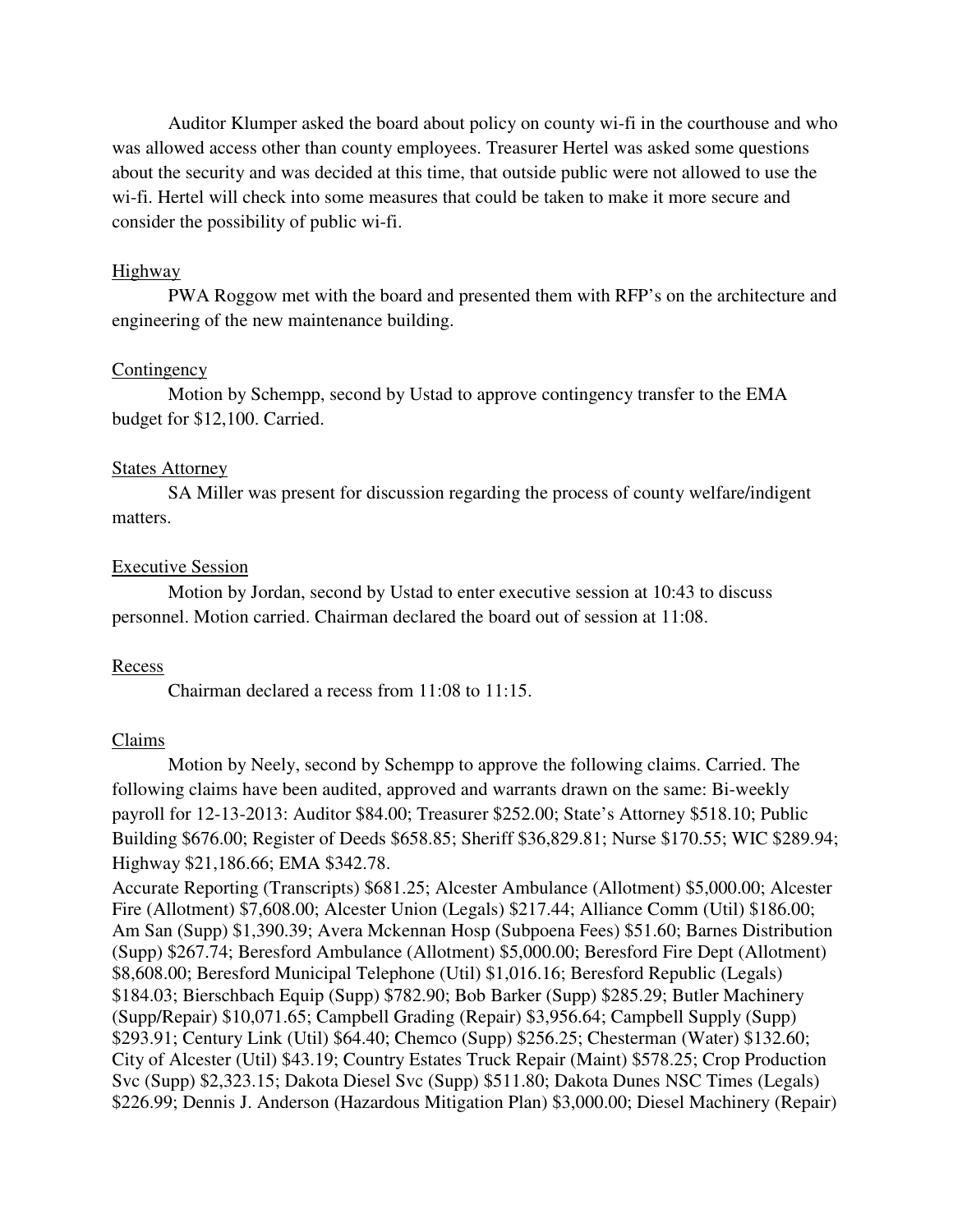Auditor Klumper asked the board about policy on county wi-fi in the courthouse and who was allowed access other than county employees. Treasurer Hertel was asked some questions about the security and was decided at this time, that outside public were not allowed to use the wi-fi. Hertel will check into some measures that could be taken to make it more secure and consider the possibility of public wi-fi.

Highway

PWA Roggow met with the board and presented them with RFP's on the architecture and engineering of the new maintenance building.

Contingency

Motion by Schempp, second by Ustad to approve contingency transfer to the EMA budget for $12,100. Carried.

States Attorney

SA Miller was present for discussion regarding the process of county welfare/indigent matters.

Executive Session

Motion by Jordan, second by Ustad to enter executive session at 10:43 to discuss personnel. Motion carried. Chairman declared the board out of session at 11:08.

Recess

Chairman declared a recess from 11:08 to 11:15.

Claims

Motion by Neely, second by Schempp to approve the following claims. Carried. The following claims have been audited, approved and warrants drawn on the same: Bi-weekly payroll for 12-13-2013: Auditor $84.00; Treasurer $252.00; State's Attorney $518.10; Public Building $676.00; Register of Deeds $658.85; Sheriff $36,829.81; Nurse $170.55; WIC $289.94; Highway $21,186.66; EMA $342.78.

Accurate Reporting (Transcripts) $681.25; Alcester Ambulance (Allotment) $5,000.00; Alcester Fire (Allotment) $7,608.00; Alcester Union (Legals) $217.44; Alliance Comm (Util) $186.00; Am San (Supp) $1,390.39; Avera Mckennan Hosp (Subpoena Fees) $51.60; Barnes Distribution (Supp) $267.74; Beresford Ambulance (Allotment) $5,000.00; Beresford Fire Dept (Allotment) $8,608.00; Beresford Municipal Telephone (Util) $1,016.16; Beresford Republic (Legals) $184.03; Bierschbach Equip (Supp) $782.90; Bob Barker (Supp) $285.29; Butler Machinery (Supp/Repair) $10,071.65; Campbell Grading (Repair) $3,956.64; Campbell Supply (Supp) $293.91; Century Link (Util) $64.40; Chemco (Supp) $256.25; Chesterman (Water) $132.60; City of Alcester (Util) $43.19; Country Estates Truck Repair (Maint) $578.25; Crop Production Svc (Supp) $2,323.15; Dakota Diesel Svc (Supp) $511.80; Dakota Dunes NSC Times (Legals) $226.99; Dennis J. Anderson (Hazardous Mitigation Plan) $3,000.00; Diesel Machinery (Repair)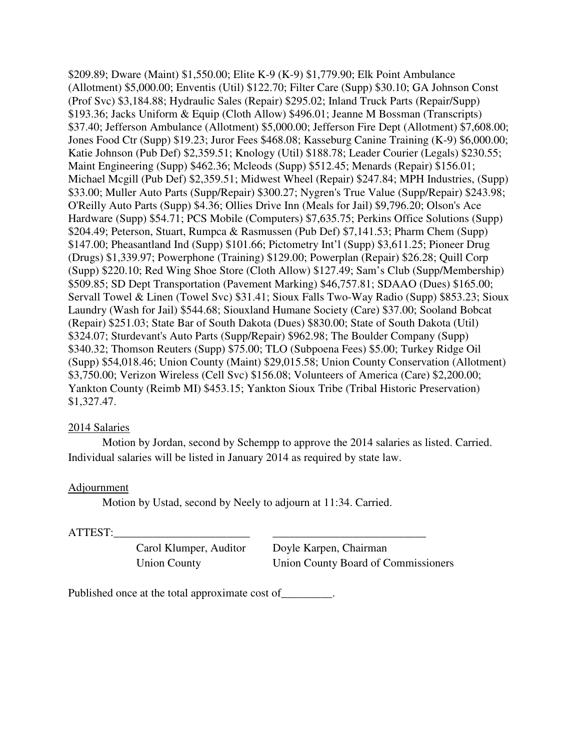$209.89; Dware (Maint) $1,550.00; Elite K-9 (K-9) $1,779.90; Elk Point Ambulance (Allotment) $5,000.00; Enventis (Util) $122.70; Filter Care (Supp) $30.10; GA Johnson Const (Prof Svc) $3,184.88; Hydraulic Sales (Repair) $295.02; Inland Truck Parts (Repair/Supp) $193.36; Jacks Uniform & Equip (Cloth Allow) $496.01; Jeanne M Bossman (Transcripts) $37.40; Jefferson Ambulance (Allotment) $5,000.00; Jefferson Fire Dept (Allotment) $7,608.00; Jones Food Ctr (Supp) $19.23; Juror Fees $468.08; Kasseburg Canine Training (K-9) $6,000.00; Katie Johnson (Pub Def) $2,359.51; Knology (Util) $188.78; Leader Courier (Legals) $230.55; Maint Engineering (Supp) $462.36; Mcleods (Supp) $512.45; Menards (Repair) $156.01; Michael Mcgill (Pub Def) $2,359.51; Midwest Wheel (Repair) $247.84; MPH Industries, (Supp) $33.00; Muller Auto Parts (Supp/Repair) $300.27; Nygren's True Value (Supp/Repair) $243.98; O'Reilly Auto Parts (Supp) $4.36; Ollies Drive Inn (Meals for Jail) $9,796.20; Olson's Ace Hardware (Supp) $54.71; PCS Mobile (Computers) $7,635.75; Perkins Office Solutions (Supp) $204.49; Peterson, Stuart, Rumpca & Rasmussen (Pub Def) $7,141.53; Pharm Chem (Supp) $147.00; Pheasantland Ind (Supp) $101.66; Pictometry Int'l (Supp) $3,611.25; Pioneer Drug (Drugs) $1,339.97; Powerphone (Training) $129.00; Powerplan (Repair) $26.28; Quill Corp (Supp) $220.10; Red Wing Shoe Store (Cloth Allow) $127.49; Sam's Club (Supp/Membership) $509.85; SD Dept Transportation (Pavement Marking) $46,757.81; SDAAO (Dues) $165.00; Servall Towel & Linen (Towel Svc) $31.41; Sioux Falls Two-Way Radio (Supp) $853.23; Sioux Laundry (Wash for Jail) $544.68; Siouxland Humane Society (Care) $37.00; Sooland Bobcat (Repair) $251.03; State Bar of South Dakota (Dues) $830.00; State of South Dakota (Util) $324.07; Sturdevant's Auto Parts (Supp/Repair) $962.98; The Boulder Company (Supp) $340.32; Thomson Reuters (Supp) $75.00; TLO (Subpoena Fees) $5.00; Turkey Ridge Oil (Supp) $54,018.46; Union County (Maint) $29,015.58; Union County Conservation (Allotment) $3,750.00; Verizon Wireless (Cell Svc) $156.08; Volunteers of America (Care) $2,200.00; Yankton County (Reimb MI) $453.15; Yankton Sioux Tribe (Tribal Historic Preservation) $1,327.47.

2014 Salaries

Motion by Jordan, second by Schempp to approve the 2014 salaries as listed. Carried. Individual salaries will be listed in January 2014 as required by state law.

Adjournment

Motion by Ustad, second by Neely to adjourn at 11:34. Carried.

ATTEST:________________________ ___________________________

Carol Klumper, Auditor — Doyle Karpen, Chairman

Union County — Union County Board of Commissioners

Published once at the total approximate cost of_________.